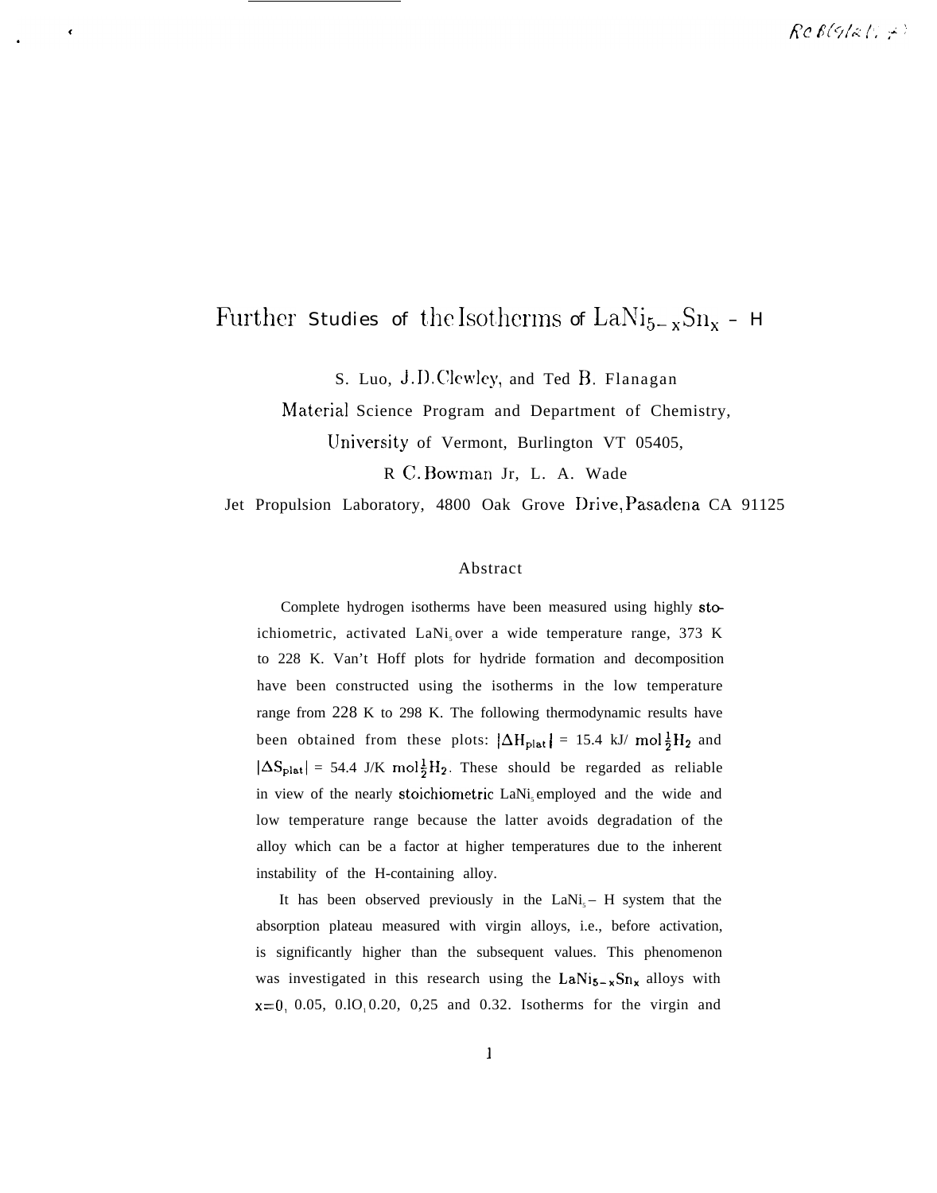# Further Studies of the Isotherms of $LaNi_{5-x}Sn_x$ - H

S. Luo, J.D. Clewley, and Ted B. Flanagan

Material Science Program and Department of Chemistry,

University of Vermont, Burlington VT 05405,

R C. Bowman Jr, L. A. Wade

Jet Propulsion Laboratory, 4800 Oak Grove Drive, Pasadena CA 91125

## Abstract

Complete hydrogen isotherms have been measured using highly stoichiometric, activated $LaNi_5$ over a wide temperature range, 373 K to 228 K. Van't Hoff plots for hydride formation and decomposition have been constructed using the isotherms in the low temperature range from 228 K to 298 K. The following thermodynamic results have been obtained from these plots: $|\Delta H_{plat}|$ = 15.4 kJ/ mol $\frac{1}{2}H_2$ and $|\Delta S_{plat}|$ = 54.4 J/K mol $\frac{1}{2}H_2$. These should be regarded as reliable in view of the nearly stoichiometric $LaNi_5$ employed and the wide and low temperature range because the latter avoids degradation of the alloy which can be a factor at higher temperatures due to the inherent instability of the H-containing alloy.

It has been observed previously in the $LaNi_5$ – H system that the absorption plateau measured with virgin alloys, i.e., before activation, is significantly higher than the subsequent values. This phenomenon was investigated in this research using the $LaNi_{5-x}Sn_x$ alloys with x=0, 0.05, 0.10, 0.20, 0,25 and 0.32. Isotherms for the virgin and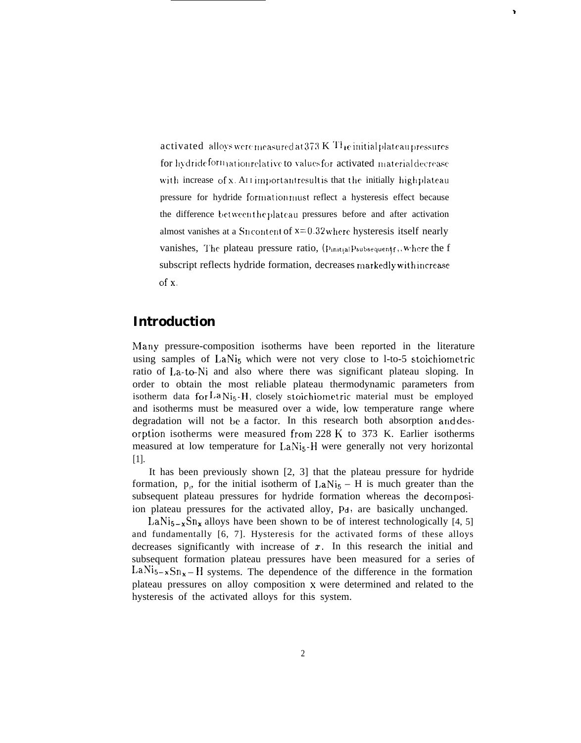activated alloys were measured at 373 K The initial plateau pressures for hydride formation relative to values for activated material decrease with increase of x. An important result is that the initially high plateau pressure for hydride formation must reflect a hysteresis effect because the difference between the plateau pressures before and after activation almost vanishes at a Sn content of $x=0.32$ where hysteresis itself nearly vanishes, The plateau pressure ratio, $(p_{initial}/p_{subsequent})_f$, where the f subscript reflects hydride formation, decreases markedly with increase of x.

## Introduction

Many pressure-composition isotherms have been reported in the literature using samples of $LaNi_5$ which were not very close to 1-to-5 stoichiometric ratio of La-to-Ni and also where there was significant plateau sloping. In order to obtain the most reliable plateau thermodynamic parameters from isotherm data for $LaNi_5$-H, closely stoichiometric material must be employed and isotherms must be measured over a wide, low temperature range where degradation will not be a factor. In this research both absorption and desorption isotherms were measured from 228 K to 373 K. Earlier isotherms measured at low temperature for $LaNi_5$-H were generally not very horizontal [1].

It has been previously shown [2, 3] that the plateau pressure for hydride formation, $p_f$, for the initial isotherm of $LaNi_5$ – H is much greater than the subsequent plateau pressures for hydride formation whereas the decomposition plateau pressures for the activated alloy, $p_d$, are basically unchanged.

$LaNi_{5-x}Sn_x$ alloys have been shown to be of interest technologically [4, 5] and fundamentally [6, 7]. Hysteresis for the activated forms of these alloys decreases significantly with increase of $x$. In this research the initial and subsequent formation plateau pressures have been measured for a series of $LaNi_{5-x}Sn_x$ – H systems. The dependence of the difference in the formation plateau pressures on alloy composition x were determined and related to the hysteresis of the activated alloys for this system.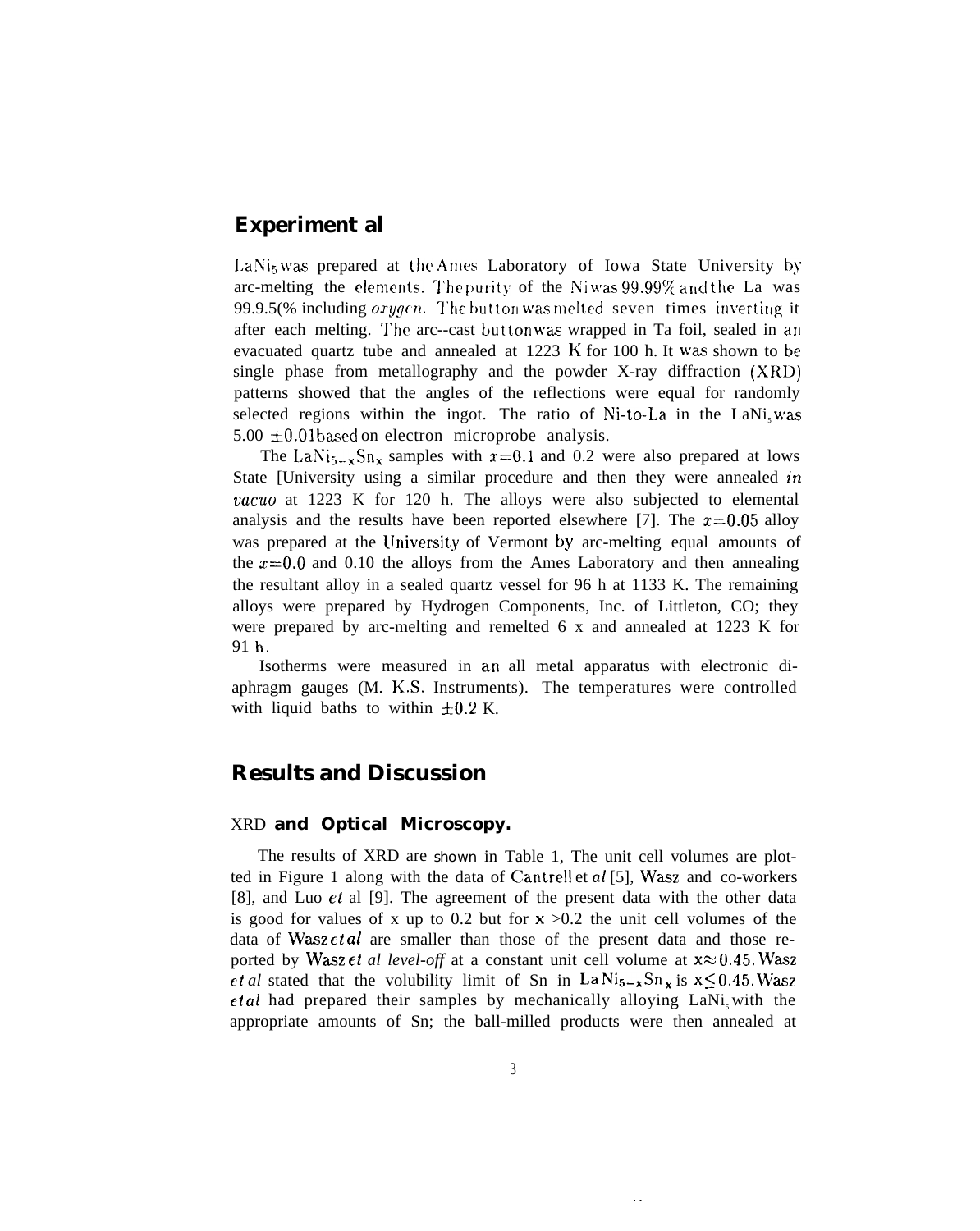## Experiment al

$LaNi_5$ was prepared at the Ames Laboratory of Iowa State University by arc-melting the elements. The purity of the Ni was 99.99% and the La was 99.9.5(% including *oxygen.* The button was melted seven times inverting it after each melting. The arc--cast button was wrapped in Ta foil, sealed in an evacuated quartz tube and annealed at 1223 K for 100 h. It was shown to be single phase from metallography and the powder X-ray diffraction (XRD) patterns showed that the angles of the reflections were equal for randomly selected regions within the ingot. The ratio of Ni-to-La in the $LaNi_5$ was 5.00 ±0.01 based on electron microprobe analysis.

The $LaNi_{5-x}Sn_x$ samples with $x=0.1$ and 0.2 were also prepared at lows State [University using a similar procedure and then they were annealed *in vacuo* at 1223 K for 120 h. The alloys were also subjected to elemental analysis and the results have been reported elsewhere [7]. The $x=0.05$ alloy was prepared at the University of Vermont by arc-melting equal amounts of the $x=0.0$ and 0.10 the alloys from the Ames Laboratory and then annealing the resultant alloy in a sealed quartz vessel for 96 h at 1133 K. The remaining alloys were prepared by Hydrogen Components, Inc. of Littleton, CO; they were prepared by arc-melting and remelted 6 x and annealed at 1223 K for 91 h.

Isotherms were measured in an all metal apparatus with electronic diaphragm gauges (M. K.S. Instruments). The temperatures were controlled with liquid baths to within ±0.2 K.

## Results and Discussion

### XRD **and Optical Microscopy.**

The results of XRD are shown in Table 1, The unit cell volumes are plotted in Figure 1 along with the data of Cantrell et *al* [5], Wasz and co-workers [8], and Luo *et* al [9]. The agreement of the present data with the other data is good for values of x up to 0.2 but for x >0.2 the unit cell volumes of the data of Wasz *et al* are smaller than those of the present data and those reported by Wasz *et al level-off* at a constant unit cell volume at $x \approx 0.45$. Wasz *et al* stated that the volubility limit of Sn in $LaNi_{5-x}Sn_x$ is $x \leq 0.45$. Wasz *et al* had prepared their samples by mechanically alloying $LaNi_5$ with the appropriate amounts of Sn; the ball-milled products were then annealed at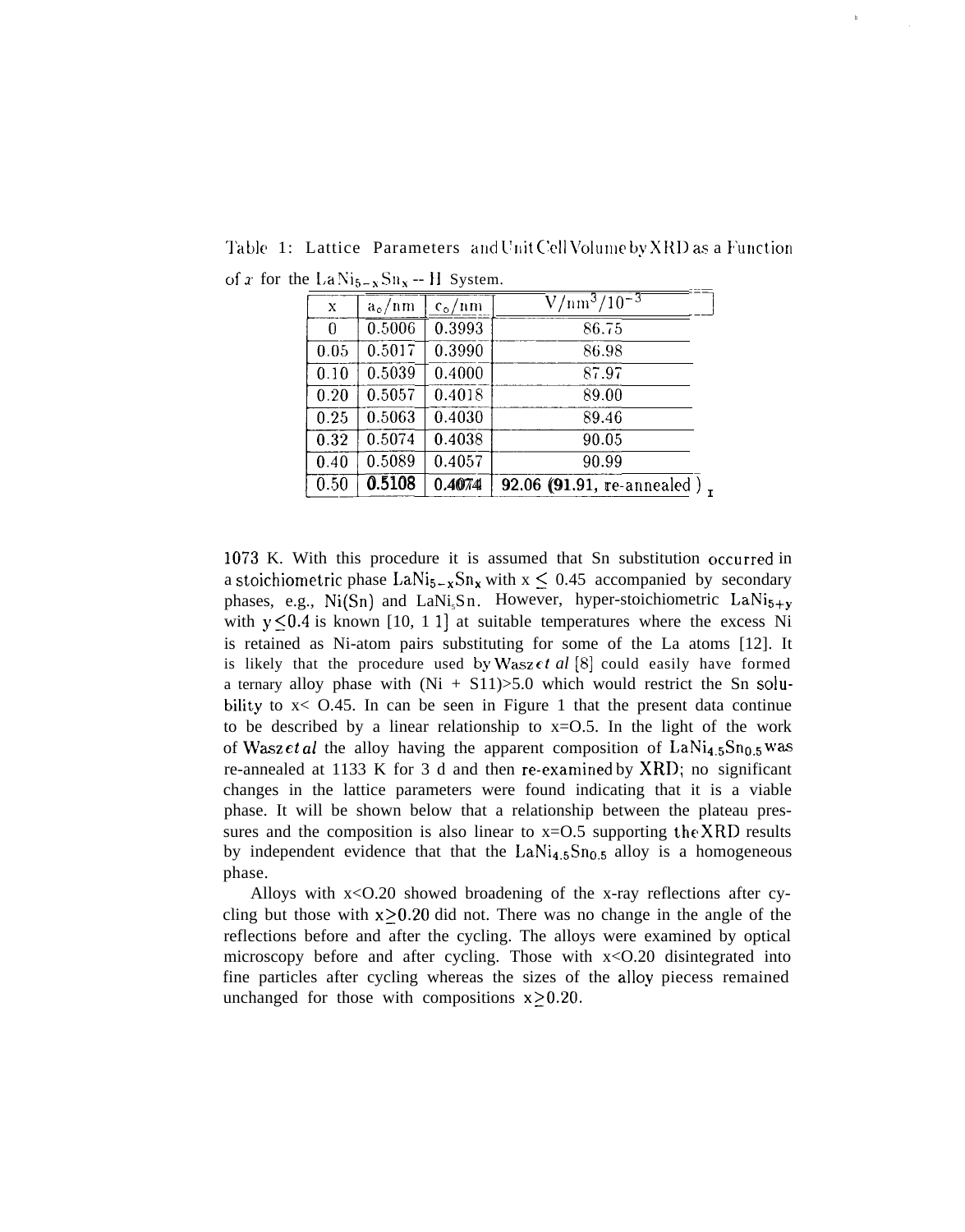Table 1: Lattice Parameters and Unit Cell Volume by XRD as a Function of $x$ for the $LaNi_{5-x}Sn_x$ -- H System.

| x | $a_o$/nm | $c_o$/nm | $V/nm^3/10^{-3}$ |
|---|---|---|---|
| 0 | 0.5006 | 0.3993 | 86.75 |
| 0.05 | 0.5017 | 0.3990 | 86.98 |
| 0.10 | 0.5039 | 0.4000 | 87.97 |
| 0.20 | 0.5057 | 0.4018 | 89.00 |
| 0.25 | 0.5063 | 0.4030 | 89.46 |
| 0.32 | 0.5074 | 0.4038 | 90.05 |
| 0.40 | 0.5089 | 0.4057 | 90.99 |
| 0.50 | 0.5108 | 0.4074 | 92.06 (91.91, re-annealed ) |

1073 K. With this procedure it is assumed that Sn substitution occurred in a stoichiometric phase $LaNi_{5-x}Sn_x$ with $x \leq 0.45$ accompanied by secondary phases, e.g., Ni(Sn) and $LaNi_5Sn$. However, hyper-stoichiometric $LaNi_{5+y}$ with $y \leq 0.4$ is known [10, 11] at suitable temperatures where the excess Ni is retained as Ni-atom pairs substituting for some of the La atoms [12]. It is likely that the procedure used by Wasz *et al* [8] could easily have formed a ternary alloy phase with (Ni + Sn)>5.0 which would restrict the Sn solubility to x< 0.45. In can be seen in Figure 1 that the present data continue to be described by a linear relationship to x=0.5. In the light of the work of Wasz *et al* the alloy having the apparent composition of $LaNi_{4.5}Sn_{0.5}$ was re-annealed at 1133 K for 3 d and then re-examined by XRD; no significant changes in the lattice parameters were found indicating that it is a viable phase. It will be shown below that a relationship between the plateau pressures and the composition is also linear to x=0.5 supporting the XRD results by independent evidence that that the $LaNi_{4.5}Sn_{0.5}$ alloy is a homogeneous phase.

Alloys with x<0.20 showed broadening of the x-ray reflections after cycling but those with $x \geq 0.20$ did not. There was no change in the angle of the reflections before and after the cycling. The alloys were examined by optical microscopy before and after cycling. Those with x<0.20 disintegrated into fine particles after cycling whereas the sizes of the alloy piecess remained unchanged for those with compositions $x \geq 0.20$.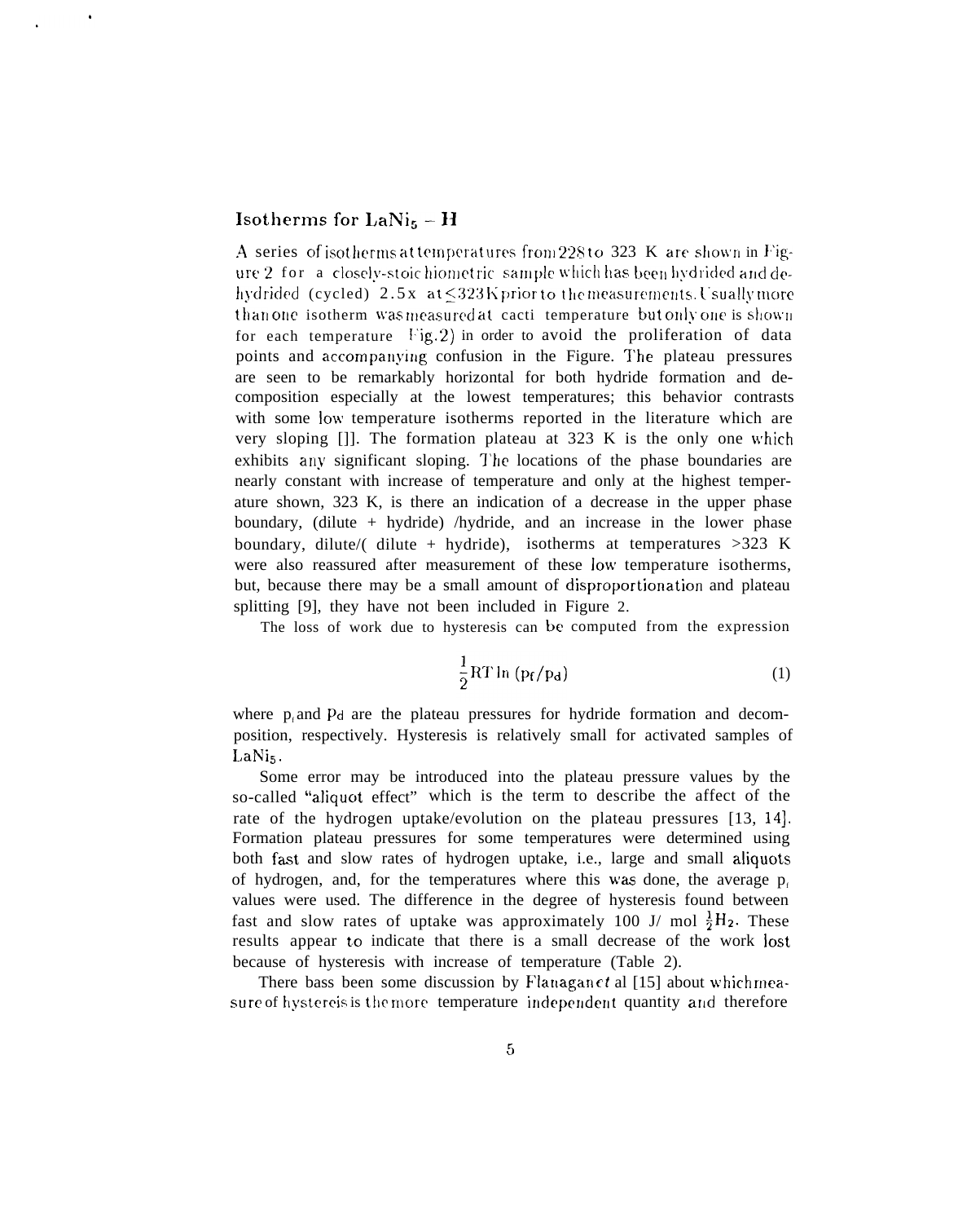## Isotherms for $LaNi_5 - H$

A series of isotherms at temperatures from 228 to 323 K are shown in Figure 2 for a closely-stoichiometric sample which has been hydrided and dehydrided (cycled) 2.5x at ≤323 K prior to the measurements. Usually more than one isotherm was measured at cacti temperature but only one is shown for each temperature Fig.2) in order to avoid the proliferation of data points and accompanying confusion in the Figure. The plateau pressures are seen to be remarkably horizontal for both hydride formation and decomposition especially at the lowest temperatures; this behavior contrasts with some low temperature isotherms reported in the literature which are very sloping []]. The formation plateau at 323 K is the only one which exhibits any significant sloping. The locations of the phase boundaries are nearly constant with increase of temperature and only at the highest temperature shown, 323 K, is there an indication of a decrease in the upper phase boundary, (dilute + hydride) /hydride, and an increase in the lower phase boundary, dilute/( dilute + hydride), isotherms at temperatures >323 K were also reassured after measurement of these low temperature isotherms, but, because there may be a small amount of disproportionation and plateau splitting [9], they have not been included in Figure 2.

The loss of work due to hysteresis can be computed from the expression

$$\frac{1}{2}RT\ln\left(p_f/p_d\right) \tag{1}$$

where $p_f$ and $p_d$ are the plateau pressures for hydride formation and decomposition, respectively. Hysteresis is relatively small for activated samples of $LaNi_5$.

Some error may be introduced into the plateau pressure values by the so-called "aliquot effect" which is the term to describe the affect of the rate of the hydrogen uptake/evolution on the plateau pressures [13, 14]. Formation plateau pressures for some temperatures were determined using both fast and slow rates of hydrogen uptake, i.e., large and small aliquots of hydrogen, and, for the temperatures where this was done, the average $p_f$ values were used. The difference in the degree of hysteresis found between fast and slow rates of uptake was approximately 100 J/ mol $\frac{1}{2}H_2$. These results appear to indicate that there is a small decrease of the work lost because of hysteresis with increase of temperature (Table 2).

There bass been some discussion by Flanagan *et* al [15] about which measure of hystereis is the more temperature independent quantity and therefore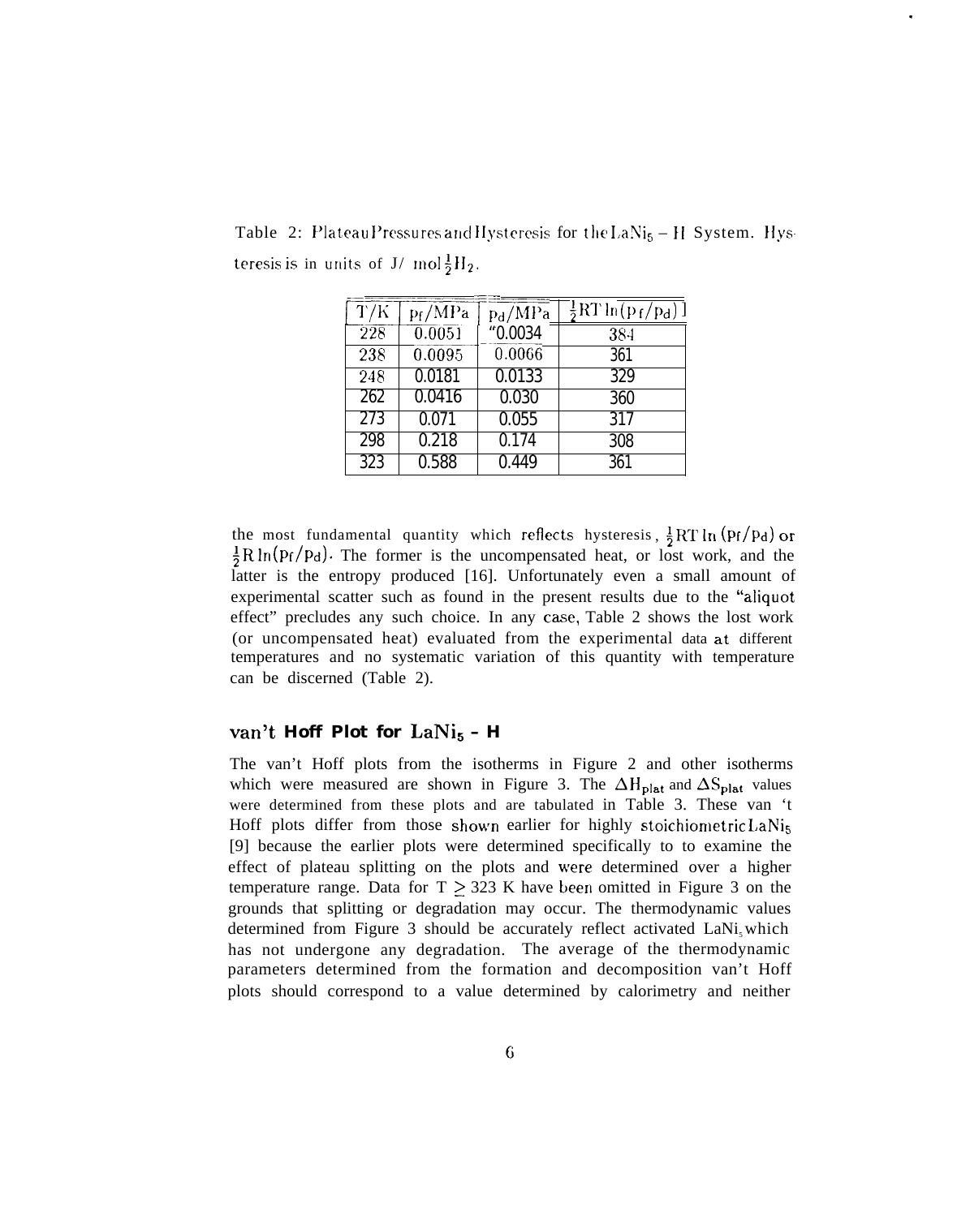Table 2: Plateau Pressures and Hysteresis for the $LaNi_5 - H$ System. Hysteresis is in units of J/ mol $\frac{1}{2}H_2$.

| T/K | $p_f$/MPa | $p_d$/MPa | $\frac{1}{2}RT\ln(p_f/p_d)$ |
|---|---|---|---|
| 228 | 0.0051 | "0.0034 | 384 |
| 238 | 0.0095 | 0.0066 | 361 |
| 248 | 0.0181 | 0.0133 | 329 |
| 262 | 0.0416 | 0.030 | 360 |
| 273 | 0.071 | 0.055 | 317 |
| 298 | 0.218 | 0.174 | 308 |
| 323 | 0.588 | 0.449 | 361 |

the most fundamental quantity which reflects hysteresis, $\frac{1}{2}RT\ln(p_f/p_d)$ or $\frac{1}{2}R\ln(p_f/p_d)$. The former is the uncompensated heat, or lost work, and the latter is the entropy produced [16]. Unfortunately even a small amount of experimental scatter such as found in the present results due to the "aliquot effect" precludes any such choice. In any case, Table 2 shows the lost work (or uncompensated heat) evaluated from the experimental data at different temperatures and no systematic variation of this quantity with temperature can be discerned (Table 2).

## van't Hoff Plot for $LaNi_5$ - H

The van't Hoff plots from the isotherms in Figure 2 and other isotherms which were measured are shown in Figure 3. The $\Delta H_{plat}$ and $\Delta S_{plat}$ values were determined from these plots and are tabulated in Table 3. These van 't Hoff plots differ from those shown earlier for highly stoichiometric $LaNi_5$ [9] because the earlier plots were determined specifically to to examine the effect of plateau splitting on the plots and were determined over a higher temperature range. Data for $T \geq 323$ K have been omitted in Figure 3 on the grounds that splitting or degradation may occur. The thermodynamic values determined from Figure 3 should be accurately reflect activated $LaNi_5$ which has not undergone any degradation. The average of the thermodynamic parameters determined from the formation and decomposition van't Hoff plots should correspond to a value determined by calorimetry and neither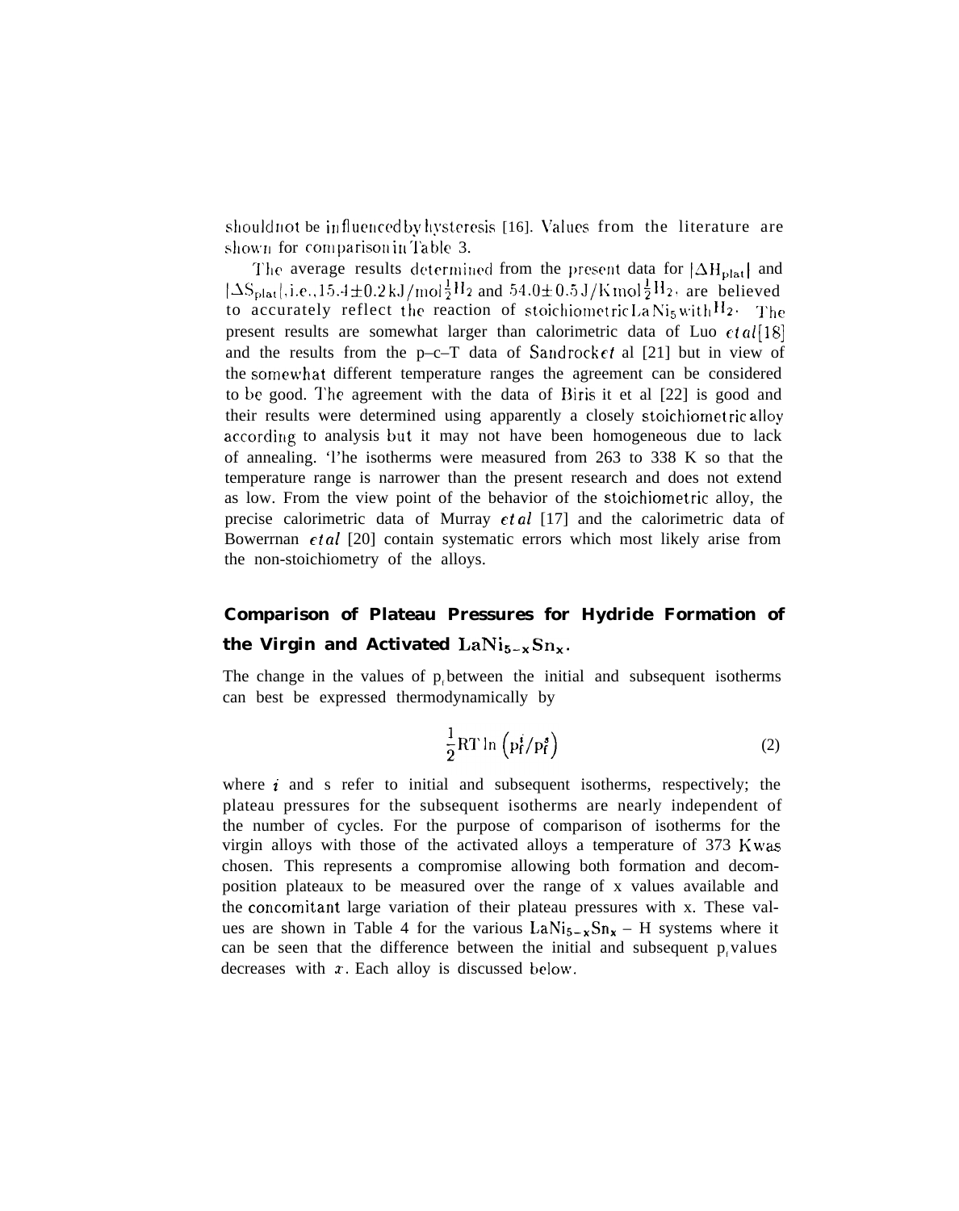should not be influenced by hysteresis [16]. Values from the literature are shown for comparison in Table 3.

The average results determined from the present data for $|\Delta H_{plat}|$ and $|\Delta S_{plat}|$, i.e., $15.4\pm0.2$ kJ/mol$\frac{1}{2}H_2$ and $54.0\pm0.5$ J/K mol$\frac{1}{2}H_2$, are believed to accurately reflect the reaction of stoichiometric $LaNi_5$ with $H_2$. The present results are somewhat larger than calorimetric data of Luo *et al* [18] and the results from the p–c–T data of Sandrock *et* al [21] but in view of the somewhat different temperature ranges the agreement can be considered to be good. The agreement with the data of Biris it et al [22] is good and their results were determined using apparently a closely stoichiometric alloy according to analysis but it may not have been homogeneous due to lack of annealing. 'l'he isotherms were measured from 263 to 338 K so that the temperature range is narrower than the present research and does not extend as low. From the view point of the behavior of the stoichiometric alloy, the precise calorimetric data of Murray *et al* [17] and the calorimetric data of Bowerrnan *et al* [20] contain systematic errors which most likely arise from the non-stoichiometry of the alloys.

## Comparison of Plateau Pressures for Hydride Formation of the Virgin and Activated $LaNi_{5-x}Sn_x$.

The change in the values of $p_f$ between the initial and subsequent isotherms can best be expressed thermodynamically by

$$\frac{1}{2}RT\ln\left(p_f^i/p_f^s\right) \tag{2}$$

where $i$ and s refer to initial and subsequent isotherms, respectively; the plateau pressures for the subsequent isotherms are nearly independent of the number of cycles. For the purpose of comparison of isotherms for the virgin alloys with those of the activated alloys a temperature of 373 K was chosen. This represents a compromise allowing both formation and decomposition plateaux to be measured over the range of x values available and the concomitant large variation of their plateau pressures with x. These values are shown in Table 4 for the various $LaNi_{5-x}Sn_x$ – H systems where it can be seen that the difference between the initial and subsequent $p_f$ values decreases with $x$. Each alloy is discussed below.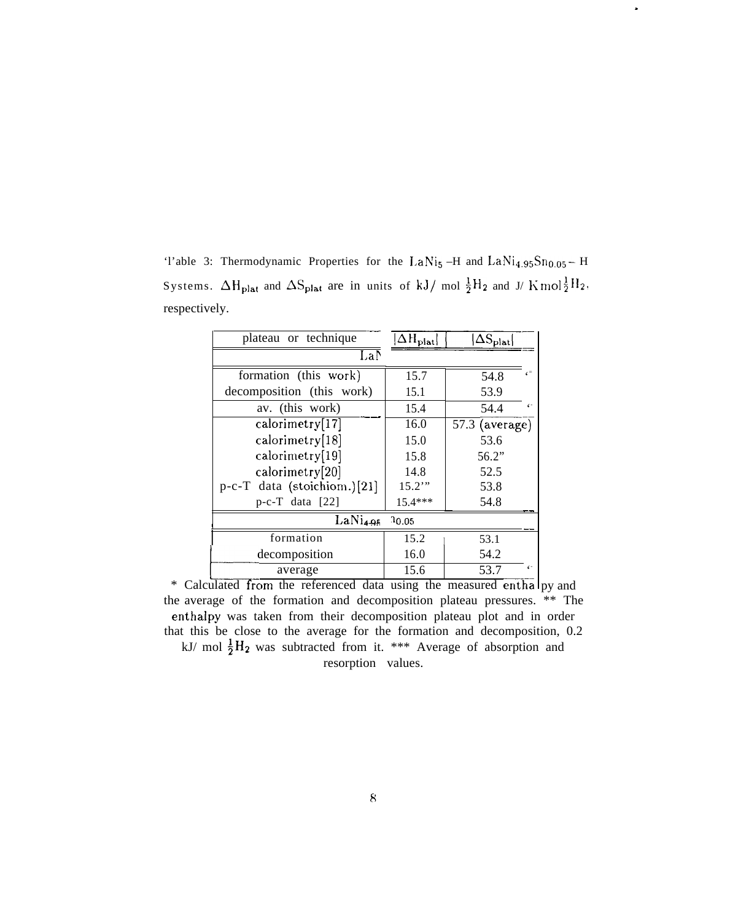Table 3: Thermodynamic Properties for the $LaNi_5$ –H and $LaNi_{4.95}Sn_{0.05}$ – H Systems. $\Delta H_{plat}$ and $\Delta S_{plat}$ are in units of kJ/ mol $\frac{1}{2}H_2$ and J/ K mol $\frac{1}{2}H_2$, respectively.

| plateau or technique | $\lvert\Delta H_{plat}\rvert$ | $\lvert\Delta S_{plat}\rvert$ |
|---|---|---|
| $LaNi_5$ | | |
| formation (this work) | 15.7 | 54.8 |
| decomposition (this work) | 15.1 | 53.9 |
| av. (this work) | 15.4 | 54.4 |
| calorimetry[17] | 16.0 | 57.3 (average) |
| calorimetry[18] | 15.0 | 53.6 |
| calorimetry[19] | 15.8 | 56.2* |
| calorimetry[20] | 14.8 | 52.5 |
| p-c-T data (stoichiom.)[21] | 15.2** | 53.8 |
| p-c-T data [22] | 15.4*** | 54.8 |
| $LaNi_{4.95}Sn_{0.05}$ | | |
| formation | 15.2 | 53.1 |
| decomposition | 16.0 | 54.2 |
| average | 15.6 | 53.7 |

* Calculated from the referenced data using the measured enthalpy and the average of the formation and decomposition plateau pressures. ** The enthalpy was taken from their decomposition plateau plot and in order that this be close to the average for the formation and decomposition, 0.2 kJ/ mol $\frac{1}{2}H_2$ was subtracted from it. *** Average of absorption and resorption values.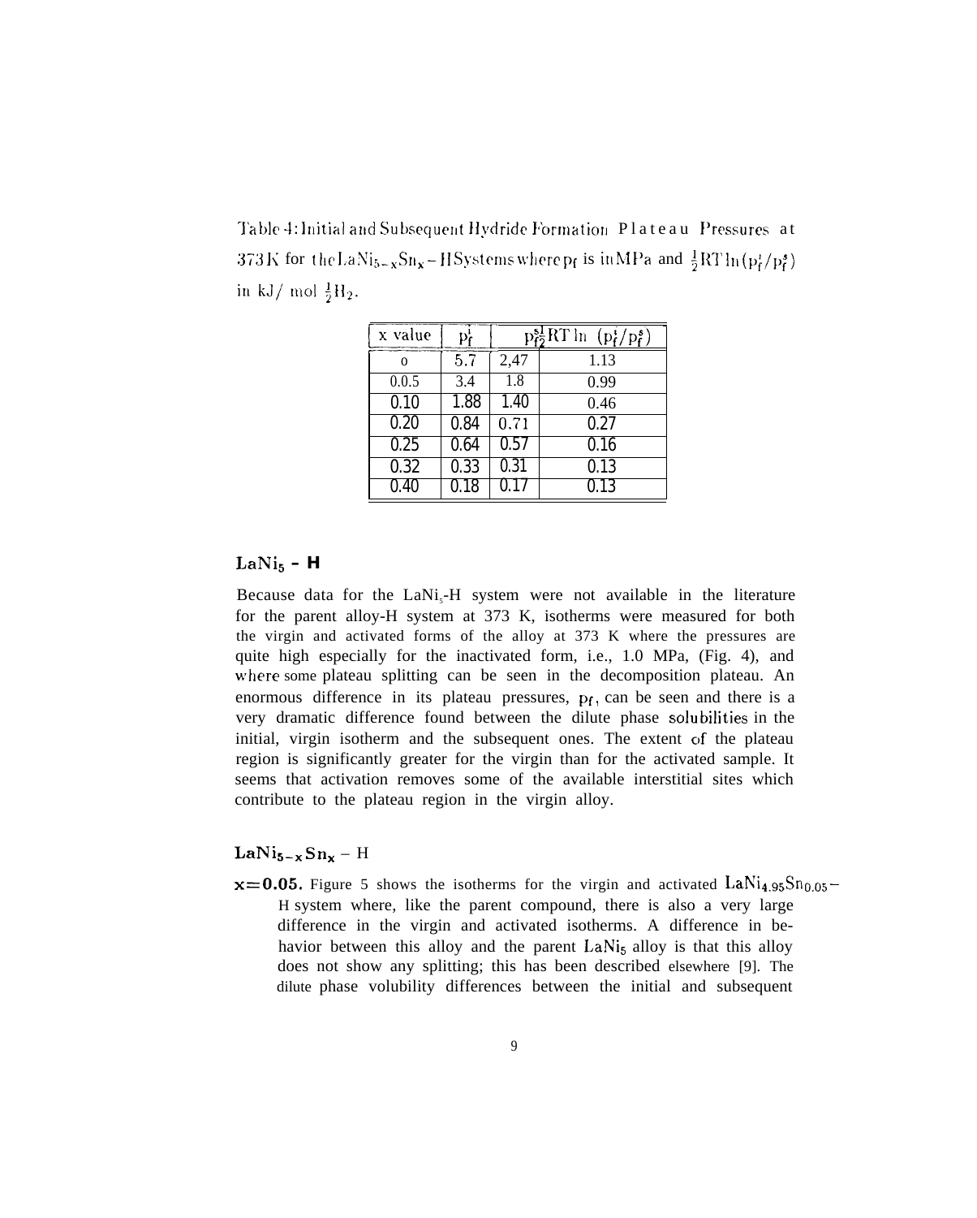Table 4: Initial and Subsequent Hydride Formation Plateau Pressures at 373 K for the $LaNi_{5-x}Sn_x$ – H Systems where $p_f$ is in MPa and $\frac{1}{2}RT\ln(p_f^i/p_f^s)$ in kJ/ mol $\frac{1}{2}H_2$.

| x value | $p_f^i$ | $p_f^s$ | $\frac{1}{2}RT\ln(p_f^i/p_f^s)$ |
|---|---|---|---|
| 0 | 5.7 | 2,47 | 1.13 |
| 0.0.5 | 3.4 | 1.8 | 0.99 |
| 0.10 | 1.88 | 1.40 | 0.46 |
| 0.20 | 0.84 | 0.71 | 0.27 |
| 0.25 | 0.64 | 0.57 | 0.16 |
| 0.32 | 0.33 | 0.31 | 0.13 |
| 0.40 | 0.18 | 0.17 | 0.13 |

## $LaNi_5$ - H

Because data for the $LaNi_5$-H system were not available in the literature for the parent alloy-H system at 373 K, isotherms were measured for both the virgin and activated forms of the alloy at 373 K where the pressures are quite high especially for the inactivated form, i.e., 1.0 MPa, (Fig. 4), and where some plateau splitting can be seen in the decomposition plateau. An enormous difference in its plateau pressures, $p_f$, can be seen and there is a very dramatic difference found between the dilute phase solubilities in the initial, virgin isotherm and the subsequent ones. The extent of the plateau region is significantly greater for the virgin than for the activated sample. It seems that activation removes some of the available interstitial sites which contribute to the plateau region in the virgin alloy.

## $LaNi_{5-x}Sn_x$ – H

**x=0.05.** Figure 5 shows the isotherms for the virgin and activated $LaNi_{4.95}Sn_{0.05}$–H system where, like the parent compound, there is also a very large difference in the virgin and activated isotherms. A difference in behavior between this alloy and the parent $LaNi_5$ alloy is that this alloy does not show any splitting; this has been described elsewhere [9]. The dilute phase volubility differences between the initial and subsequent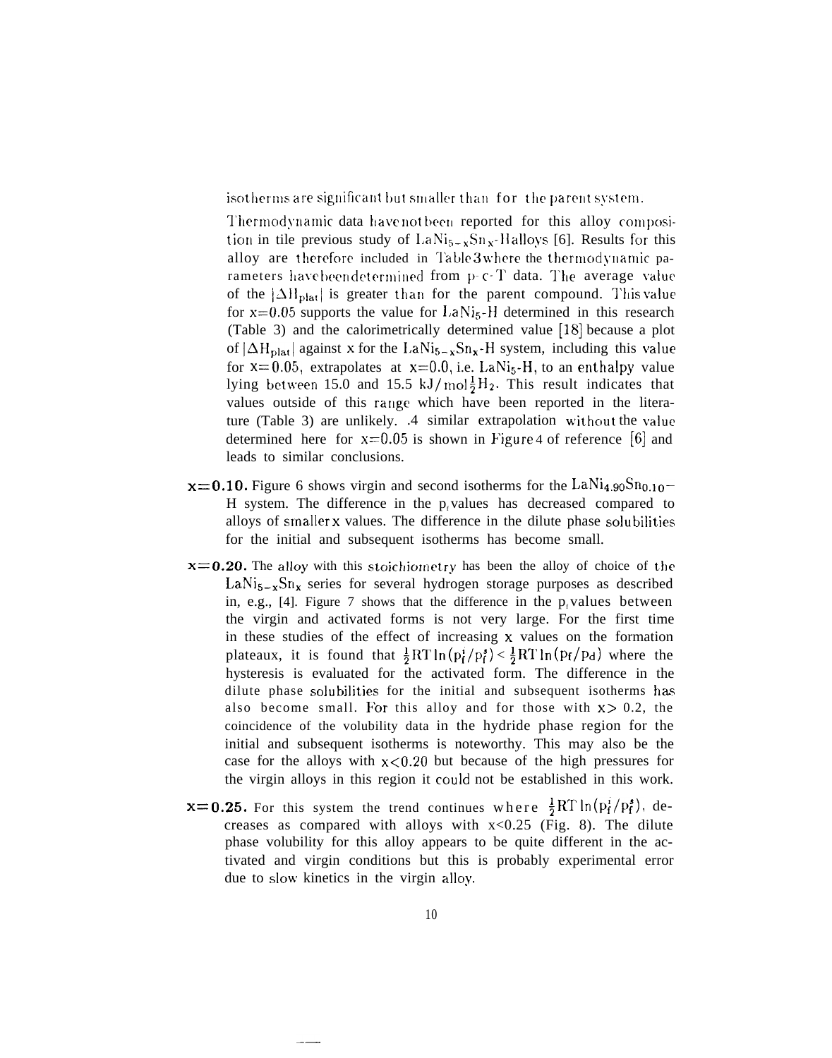isotherms are significant but smaller than for the parent system.

Thermodynamic data have not been reported for this alloy composition in tile previous study of $LaNi_{5-x}Sn_x$-H alloys [6]. Results for this alloy are therefore included in Table 3 where the thermodynamic parameters have been determined from p-c-T data. The average value of the $|\Delta H_{plat}|$ is greater than for the parent compound. This value for x=0.05 supports the value for $LaNi_5$-H determined in this research (Table 3) and the calorimetrically determined value [18] because a plot of $|\Delta H_{plat}|$ against x for the $LaNi_{5-x}Sn_x$-H system, including this value for x=0.05, extrapolates at x=0.0, i.e. $LaNi_5$-H, to an enthalpy value lying between 15.0 and 15.5 kJ/mol $\frac{1}{2}H_2$. This result indicates that values outside of this range which have been reported in the literature (Table 3) are unlikely. .4 similar extrapolation without the value determined here for x=0.05 is shown in Figure 4 of reference [6] and leads to similar conclusions.

**x=0.10.** Figure 6 shows virgin and second isotherms for the $LaNi_{4.90}Sn_{0.10}$–H system. The difference in the $p_f$ values has decreased compared to alloys of smaller x values. The difference in the dilute phase solubilities for the initial and subsequent isotherms has become small.

**x=0.20.** The alloy with this stoichiometry has been the alloy of choice of the $LaNi_{5-x}Sn_x$ series for several hydrogen storage purposes as described in, e.g., [4]. Figure 7 shows that the difference in the $p_f$ values between the virgin and activated forms is not very large. For the first time in these studies of the effect of increasing x values on the formation plateaux, it is found that $\frac{1}{2}RT\ln(p_f^i/p_f^s) < \frac{1}{2}RT\ln(p_f/p_d)$ where the hysteresis is evaluated for the activated form. The difference in the dilute phase solubilities for the initial and subsequent isotherms has also become small. For this alloy and for those with x> 0.2, the coincidence of the volubility data in the hydride phase region for the initial and subsequent isotherms is noteworthy. This may also be the case for the alloys with x<0.20 but because of the high pressures for the virgin alloys in this region it could not be established in this work.

**x=0.25.** For this system the trend continues where $\frac{1}{2}RT\ln(p_f^i/p_f^s)$, decreases as compared with alloys with x<0.25 (Fig. 8). The dilute phase volubility for this alloy appears to be quite different in the activated and virgin conditions but this is probably experimental error due to slow kinetics in the virgin alloy.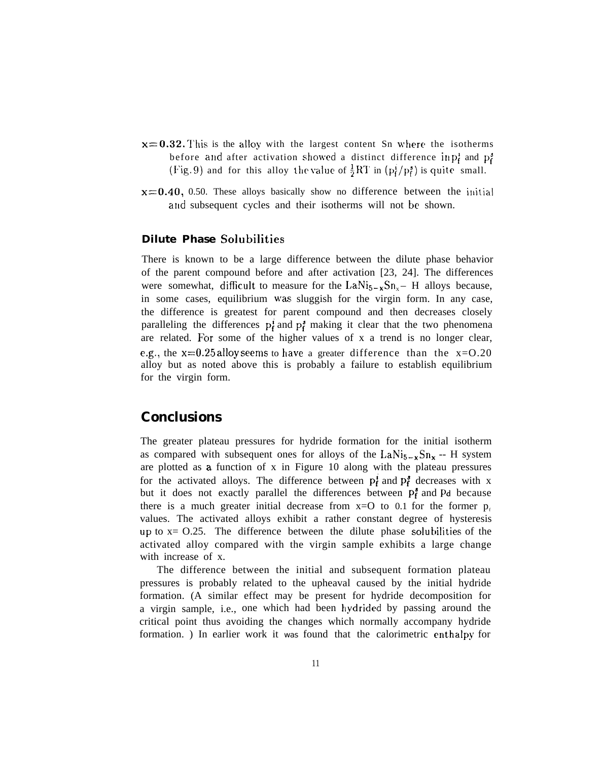**x = 0.32.** This is the alloy with the largest content Sn where the isotherms before and after activation showed a distinct difference in $p_f^i$ and $p_f^s$ (Fig. 9) and for this alloy the value of $\frac{1}{2}RT$ in $(p_f^i/p_f^s)$ is quite small.

**x = 0.40,** 0.50. These alloys basically show no difference between the initial and subsequent cycles and their isotherms will not be shown.

### Dilute Phase Solubilities

There is known to be a large difference between the dilute phase behavior of the parent compound before and after activation [23, 24]. The differences were somewhat, difficult to measure for the $LaNi_{5-x}Sn_x$– H alloys because, in some cases, equilibrium was sluggish for the virgin form. In any case, the difference is greatest for parent compound and then decreases closely paralleling the differences $p_f^i$ and $p_f^s$ making it clear that the two phenomena are related. For some of the higher values of x a trend is no longer clear, e.g., the x=0.25 alloy seems to have a greater difference than the x=0.20 alloy but as noted above this is probably a failure to establish equilibrium for the virgin form.

## Conclusions

The greater plateau pressures for hydride formation for the initial isotherm as compared with subsequent ones for alloys of the $LaNi_{5-x}Sn_x$ -- H system are plotted as a function of x in Figure 10 along with the plateau pressures for the activated alloys. The difference between $p_f^i$ and $p_f^s$ decreases with x but it does not exactly parallel the differences between $p_f^s$ and $p_d$ because there is a much greater initial decrease from x=0 to 0.1 for the former $p_f$ values. The activated alloys exhibit a rather constant degree of hysteresis up to x= 0.25. The difference between the dilute phase solubilities of the activated alloy compared with the virgin sample exhibits a large change with increase of x.

The difference between the initial and subsequent formation plateau pressures is probably related to the upheaval caused by the initial hydride formation. (A similar effect may be present for hydride decomposition for a virgin sample, i.e., one which had been hydrided by passing around the critical point thus avoiding the changes which normally accompany hydride formation. ) In earlier work it was found that the calorimetric enthalpy for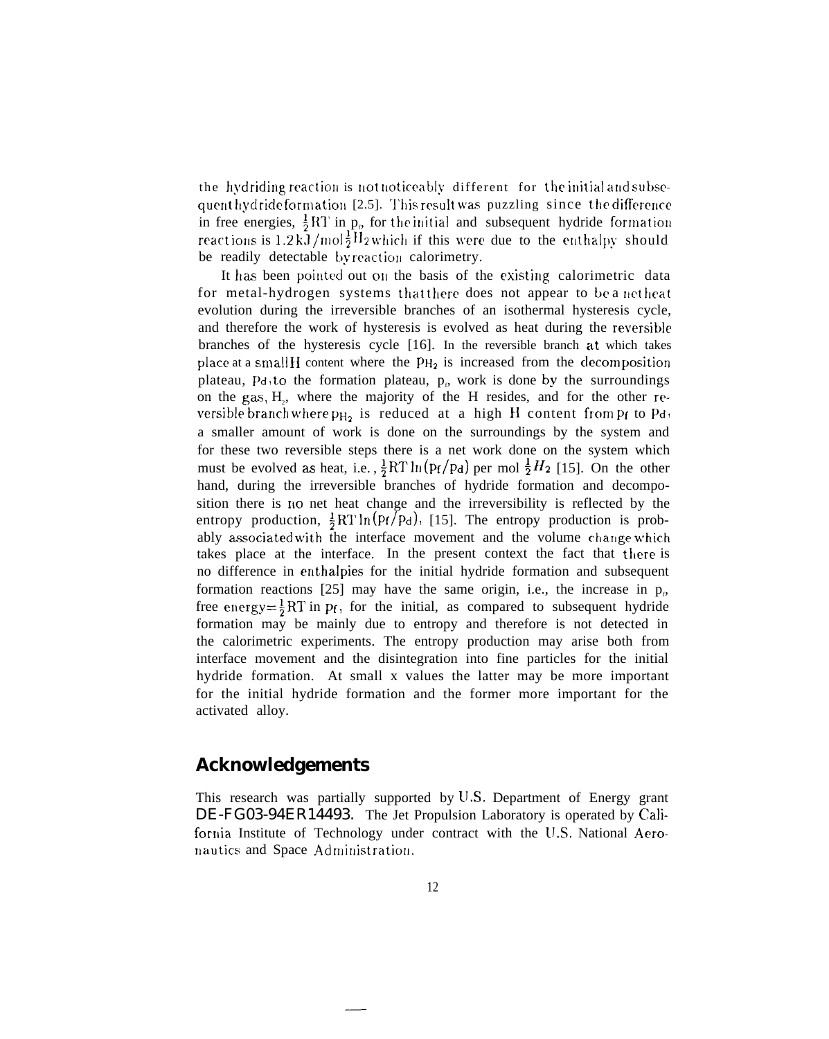the hydriding reaction is not noticeably different for the initial and subsequent hydride formation [2.5]. This result was puzzling since the difference in free energies, $\frac{1}{2}RT$ in $p_f$, for the initial and subsequent hydride formation reactions is 1.2 kJ/mol $\frac{1}{2}H_2$ which if this were due to the enthalpy should be readily detectable by reaction calorimetry.

It has been pointed out on the basis of the existing calorimetric data for metal-hydrogen systems that there does not appear to be a net heat evolution during the irreversible branches of an isothermal hysteresis cycle, and therefore the work of hysteresis is evolved as heat during the reversible branches of the hysteresis cycle [16]. In the reversible branch at which takes place at a small H content where the $p_{H_2}$ is increased from the decomposition plateau, $p_d$, to the formation plateau, $p_f$, work is done by the surroundings on the gas, $H_2$, where the majority of the H resides, and for the other reversible branch where $p_{H_2}$ is reduced at a high H content from $p_f$ to $p_d$, a smaller amount of work is done on the surroundings by the system and for these two reversible steps there is a net work done on the system which must be evolved as heat, i.e., $\frac{1}{2}RT\ln(p_f/p_d)$ per mol $\frac{1}{2}H_2$ [15]. On the other hand, during the irreversible branches of hydride formation and decomposition there is no net heat change and the irreversibility is reflected by the entropy production, $\frac{1}{2}RT\ln(p_f/p_d)$, [15]. The entropy production is probably associated with the interface movement and the volume change which takes place at the interface. In the present context the fact that there is no difference in enthalpies for the initial hydride formation and subsequent formation reactions [25] may have the same origin, i.e., the increase in $p_f$, free energy $= \frac{1}{2}RT$ in $p_f$, for the initial, as compared to subsequent hydride formation may be mainly due to entropy and therefore is not detected in the calorimetric experiments. The entropy production may arise both from interface movement and the disintegration into fine particles for the initial hydride formation. At small x values the latter may be more important for the initial hydride formation and the former more important for the activated alloy.

## Acknowledgements

This research was partially supported by U.S. Department of Energy grant DE-FG03-94ER14493. The Jet Propulsion Laboratory is operated by California Institute of Technology under contract with the U.S. National Aeronautics and Space Administration.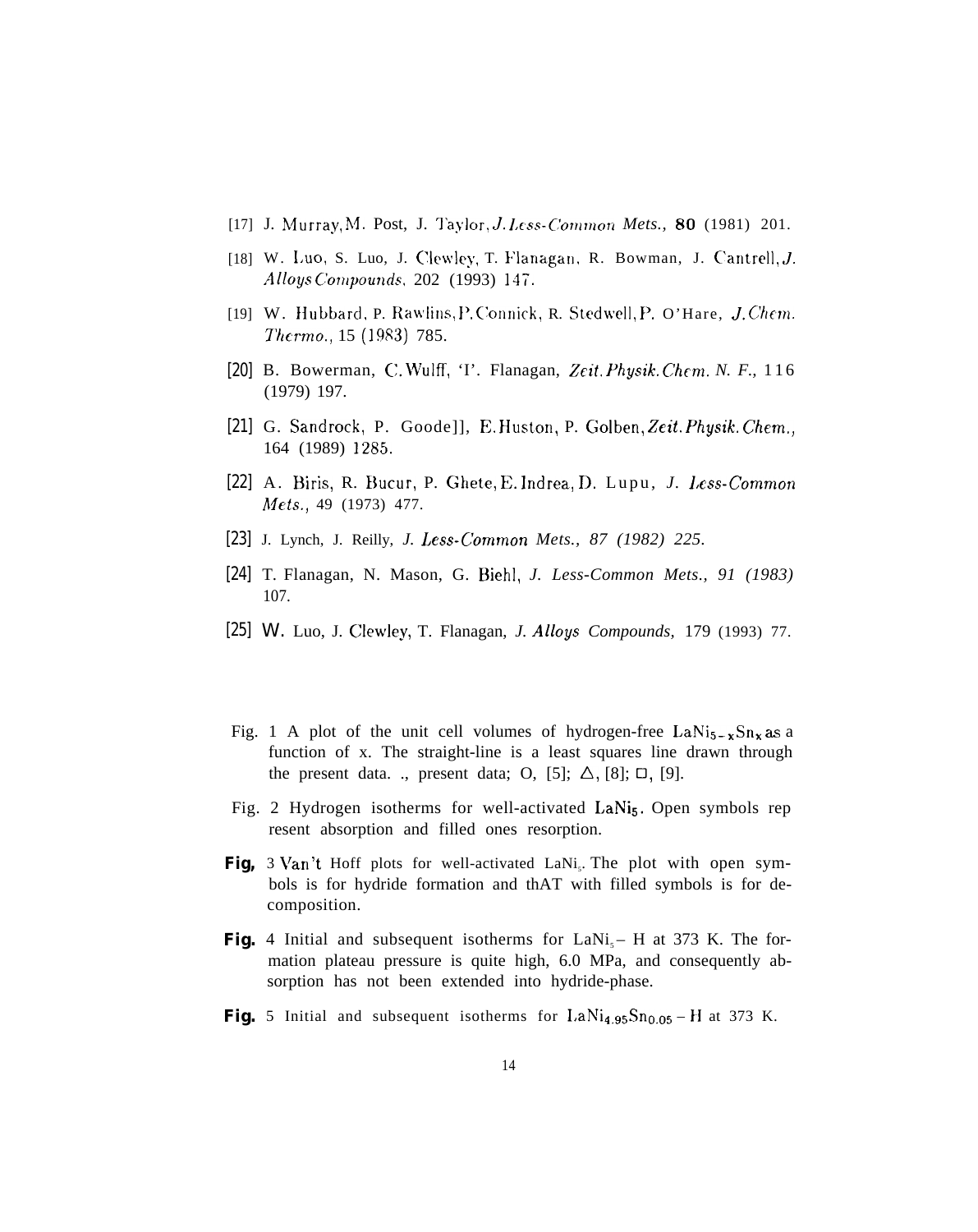[17] J. Murray, M. Post, J. Taylor, *J. Less-Common Mets.,* **80** (1981) 201.

[18] W. Luo, S. Luo, J. Clewley, T. Flanagan, R. Bowman, J. Cantrell, *J. Alloys Compounds*, 202 (1993) 147.

[19] W. Hubbard, P. Rawlins, P. Connick, R. Stedwell, P. O'Hare, *J. Chem. Thermo.,* 15 (1983) 785.

[20] B. Bowerman, C. Wulff, 'I'. Flanagan, *Zeit. Physik. Chem. N. F.,* 116 (1979) 197.

[21] G. Sandrock, P. Goode]], E. Huston, P. Golben, *Zeit. Physik. Chem.,* 164 (1989) 1285.

[22] A. Biris, R. Bucur, P. Ghete, E. Indrea, D. Lupu, *J. Less-Common Mets.,* 49 (1973) 477.

[23] J. Lynch, J. Reilly, *J. Less-Common Mets., 87 (1982) 225.*

[24] T. Flanagan, N. Mason, G. Biehl, *J. Less-Common Mets., 91 (1983)* 107.

[25] W. Luo, J. Clewley, T. Flanagan, *J. Alloys Compounds,* 179 (1993) 77.

Fig. 1 A plot of the unit cell volumes of hydrogen-free $LaNi_{5-x}Sn_x$ as a function of x. The straight-line is a least squares line drawn through the present data. ., present data; O, [5]; △, [8]; □, [9].

Fig. 2 Hydrogen isotherms for well-activated $LaNi_5$. Open symbols rep resent absorption and filled ones resorption.

**Fig,** 3 Van't Hoff plots for well-activated $LaNi_5$. The plot with open symbols is for hydride formation and thAT with filled symbols is for decomposition.

**Fig.** 4 Initial and subsequent isotherms for $LaNi_5$ – H at 373 K. The formation plateau pressure is quite high, 6.0 MPa, and consequently absorption has not been extended into hydride-phase.

**Fig.** 5 Initial and subsequent isotherms for $LaNi_{4.95}Sn_{0.05}$ – H at 373 K.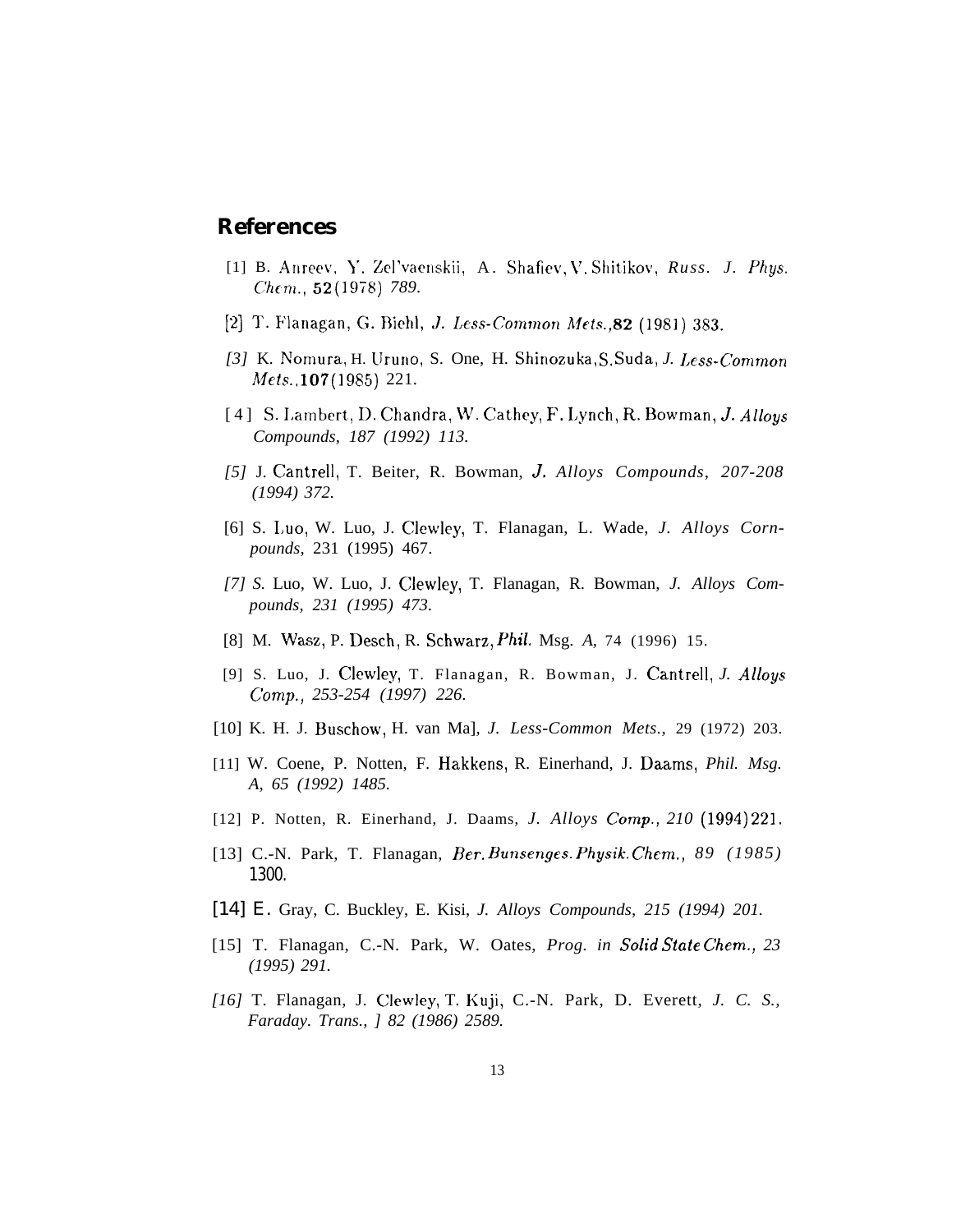## References

[1] B. Anreev, Y. Zel'vaenskii, A. Shafiev, V. Shitikov, *Russ. J. Phys. Chem.*, **52** (1978) 789.

[2] T. Flanagan, G. Biehl, *J. Less-Common Mets.*, **82** (1981) 383.

[3] K. Nomura, H. Uruno, S. One, H. Shinozuka, S. Suda, *J. Less-Common Mets.*, **107** (1985) 221.

[4] S. Lambert, D. Chandra, W. Cathey, F. Lynch, R. Bowman, *J. Alloys Compounds*, 187 (1992) 113.

[5] J. Cantrell, T. Beiter, R. Bowman, *J. Alloys Compounds*, 207-208 (1994) 372.

[6] S. Luo, W. Luo, J. Clewley, T. Flanagan, L. Wade, *J. Alloys Compounds*, 231 (1995) 467.

[7] S. Luo, W. Luo, J. Clewley, T. Flanagan, R. Bowman, *J. Alloys Compounds*, 231 (1995) 473.

[8] M. Wasz, P. Desch, R. Schwarz, *Phil. Msg. A*, 74 (1996) 15.

[9] S. Luo, J. Clewley, T. Flanagan, R. Bowman, J. Cantrell, *J. Alloys Comp.*, 253-254 (1997) 226.

[10] K. H. J. Buschow, H. van Mal, *J. Less-Common Mets.*, 29 (1972) 203.

[11] W. Coene, P. Notten, F. Hakkens, R. Einerhand, J. Daams, *Phil. Msg. A*, 65 (1992) 1485.

[12] P. Notten, R. Einerhand, J. Daams, *J. Alloys Comp.*, 210 (1994) 221.

[13] C.-N. Park, T. Flanagan, *Ber. Bunsenges. Physik. Chem.*, 89 (1985) 1300.

[14] E. Gray, C. Buckley, E. Kisi, *J. Alloys Compounds*, 215 (1994) 201.

[15] T. Flanagan, C.-N. Park, W. Oates, *Prog. in Solid State Chem.*, 23 (1995) 291.

[16] T. Flanagan, J. Clewley, T. Kuji, C.-N. Park, D. Everett, *J. C. S., Faraday. Trans.,* ] 82 (1986) 2589.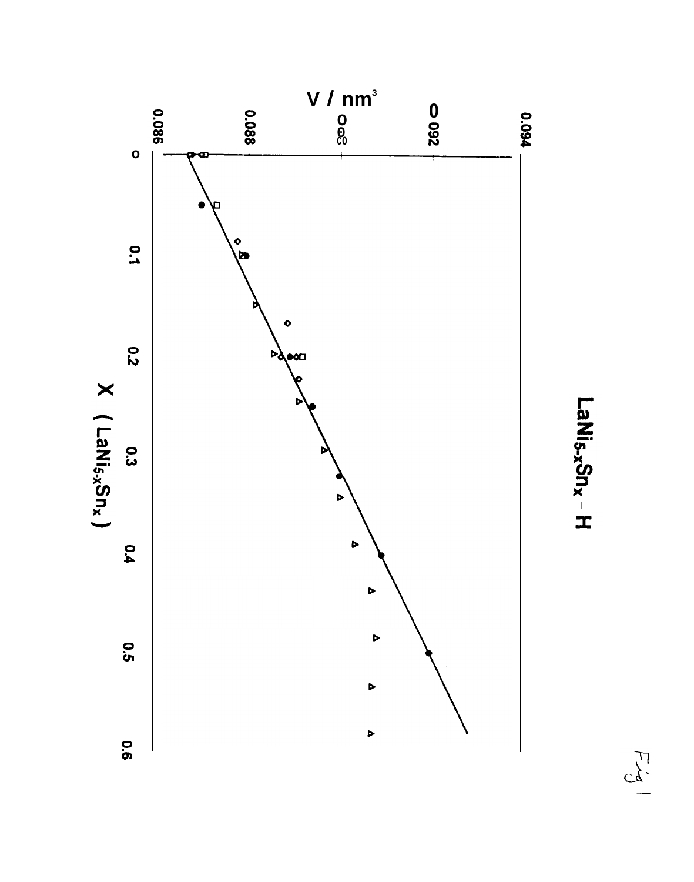## $LaNi_{5-x}Sn_x$ – H

V / nm$^3$

0.086, 0.088, 0.090, 0.092, 0.094

0, 0.1, 0.2, 0.3, 0.4, 0.5, 0.6

X ( $LaNi_{5-x}Sn_x$ )

Fig 1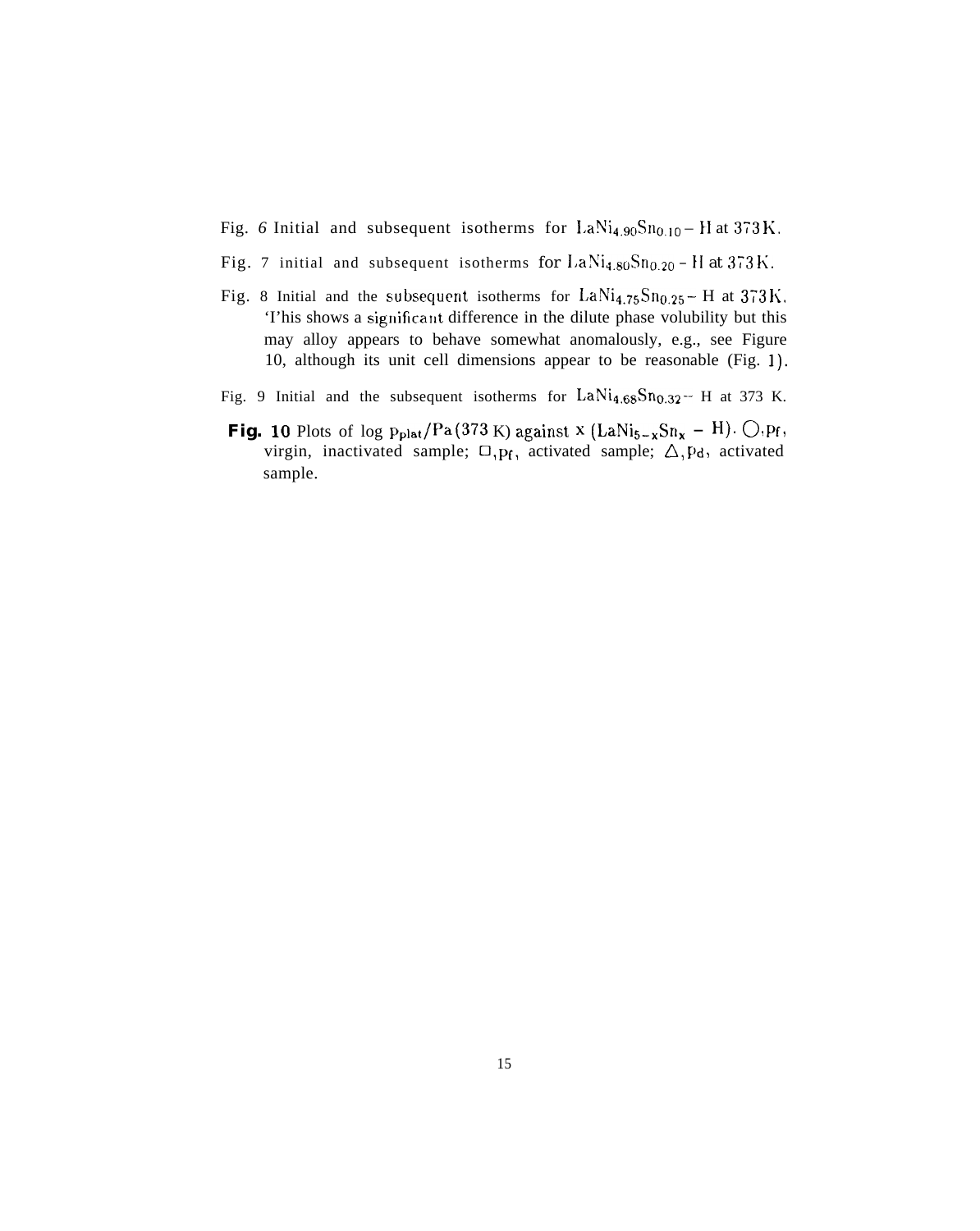Fig. *6* Initial and subsequent isotherms for $LaNi_{4.90}Sn_{0.10}$ – H at 373 K.

Fig. 7 initial and subsequent isotherms for $LaNi_{4.80}Sn_{0.20}$ – H at 373 K.

Fig. 8 Initial and the subsequent isotherms for $LaNi_{4.75}Sn_{0.25}$ – H at 373 K. 'I'his shows a significant difference in the dilute phase volubility but this may alloy appears to behave somewhat anomalously, e.g., see Figure 10, although its unit cell dimensions appear to be reasonable (Fig. 1).

Fig. 9 Initial and the subsequent isotherms for $LaNi_{4.68}Sn_{0.32}$ -- H at 373 K.

**Fig. 10** Plots of log $p_{plat}$/Pa (373 K) against x ($LaNi_{5-x}Sn_x$ – H). ○, $p_f$, virgin, inactivated sample; □, $p_f$, activated sample; △, $p_d$, activated sample.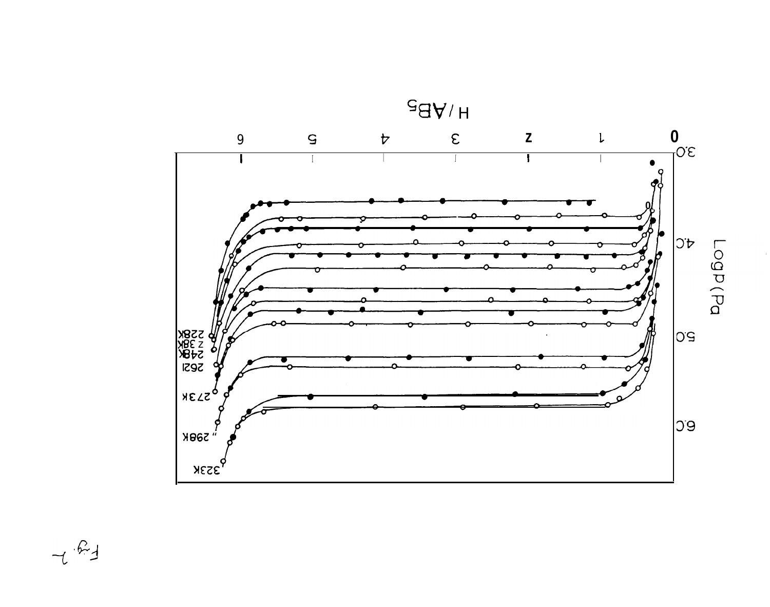Fig. 2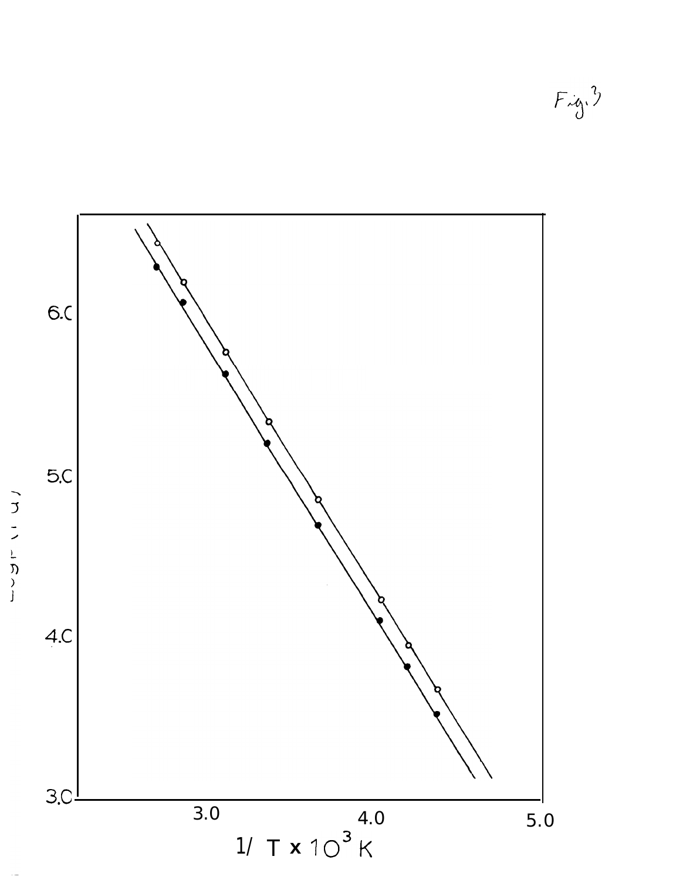Fig. 3

6.0

5.0

4.0

3.0

3.0

4.0

5.0

$1/ T \times 10^3$ K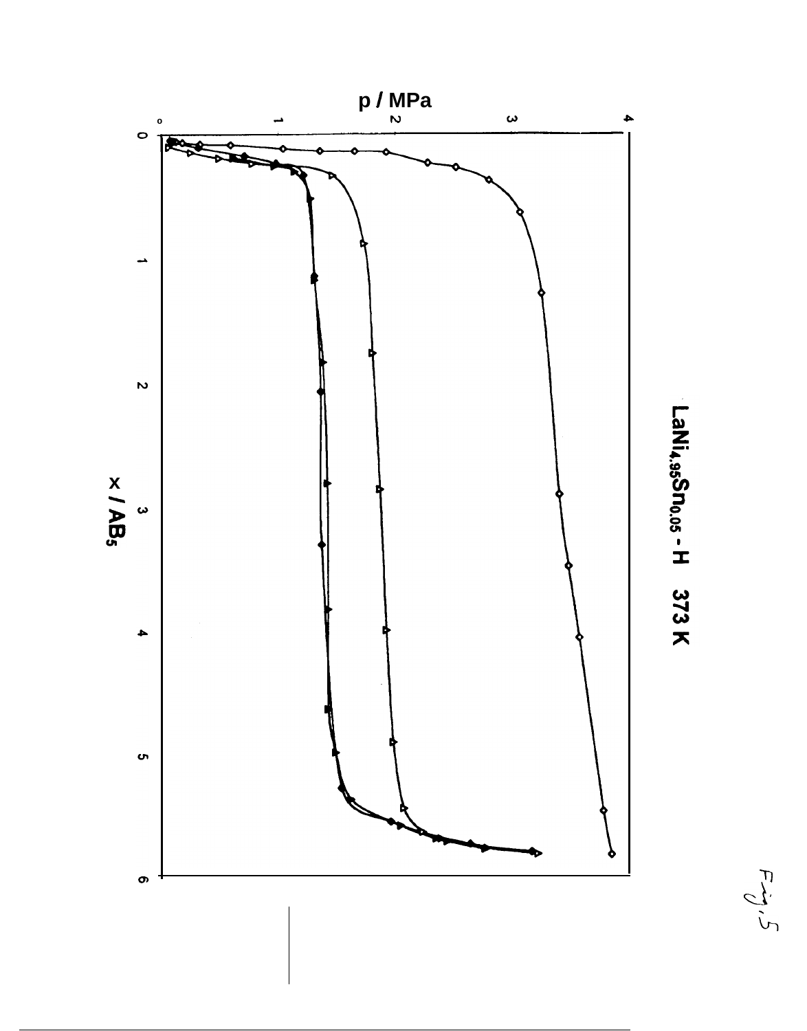$LaNi_{4.95}Sn_{0.05}$ - H 373 K

p / MPa

x / $AB_5$

Fig. 5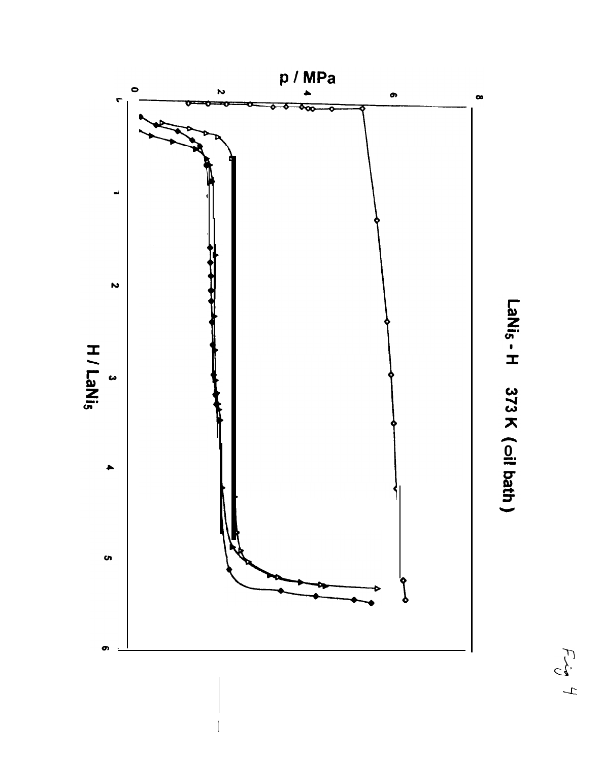LaNi$_5$ - H 373 K (oil bath)

p / MPa

H / LaNi$_5$

Fig 4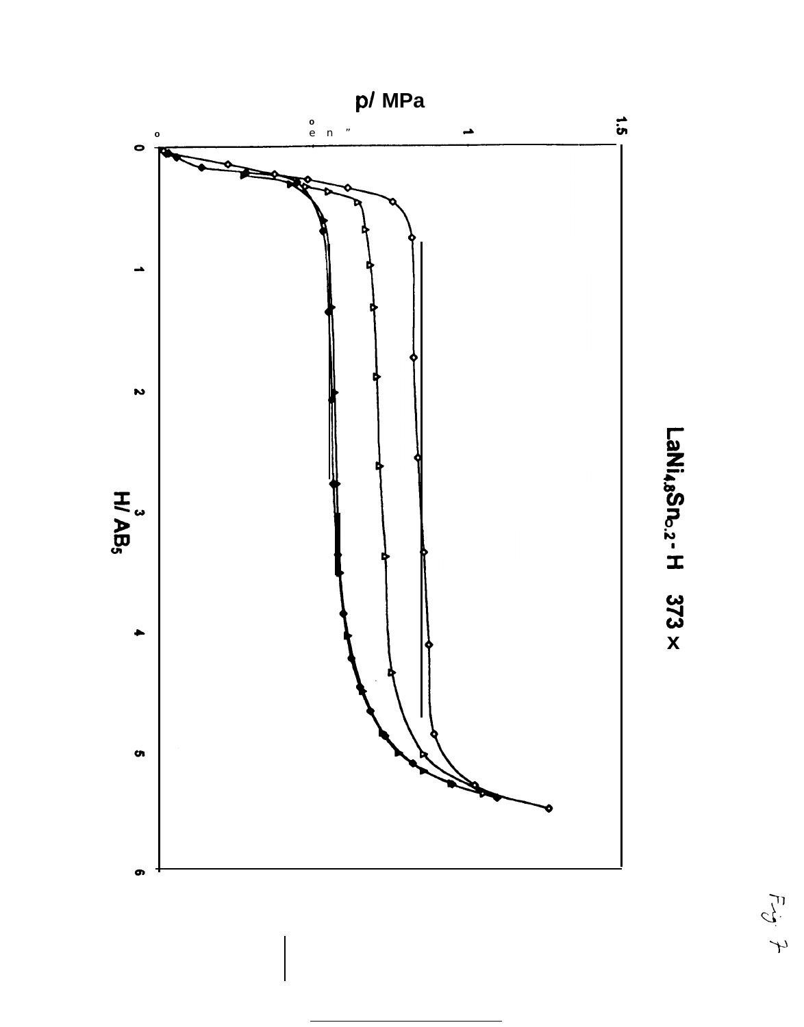$LaNi_{4.8}Sn_{0.2}$ - H 373 K

p/ MPa

H/ $AB_5$

Fig. 7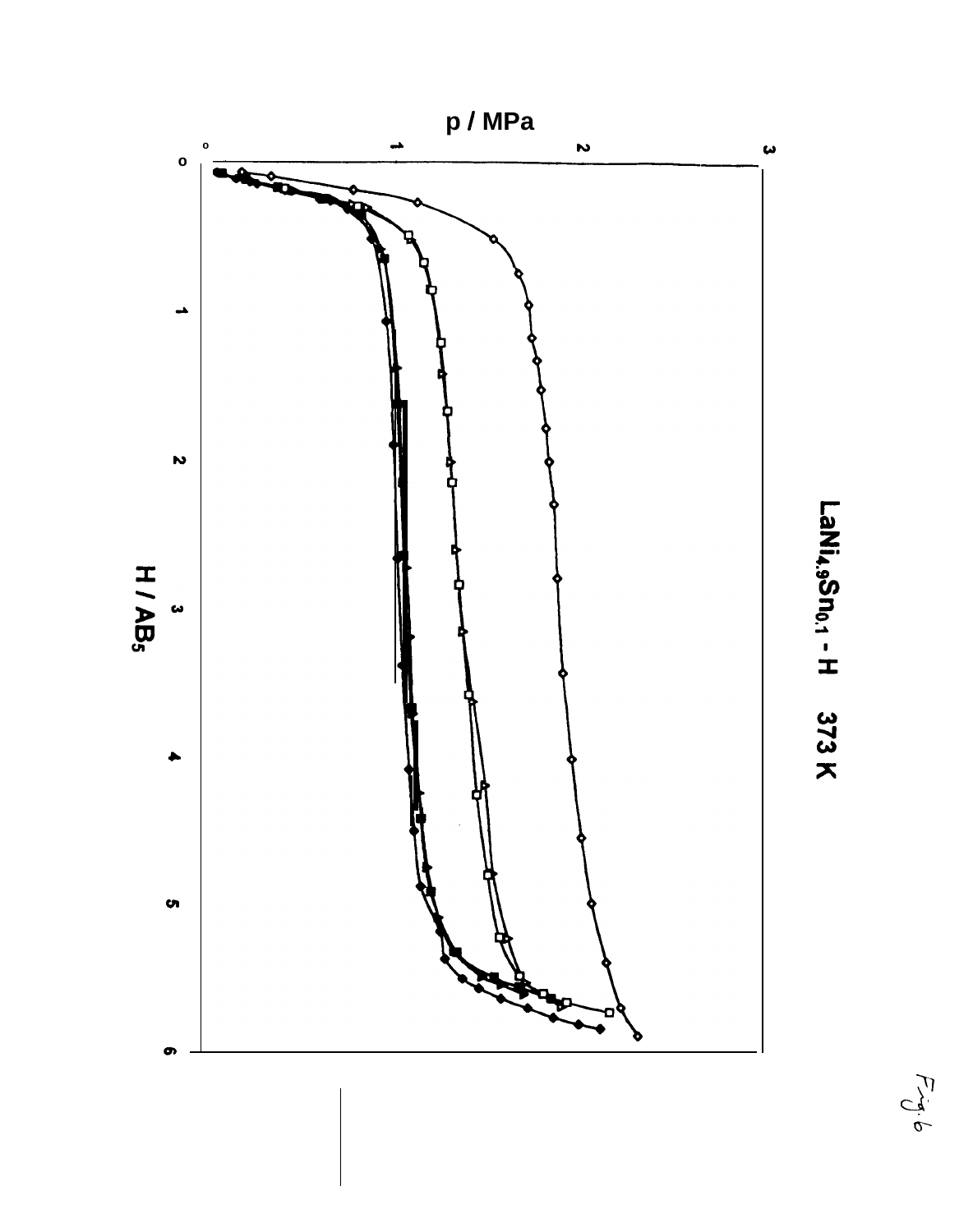$LaNi_{4.9}Sn_{0.1}$ - H 373 K

p / MPa

H / $AB_5$

Fig. 6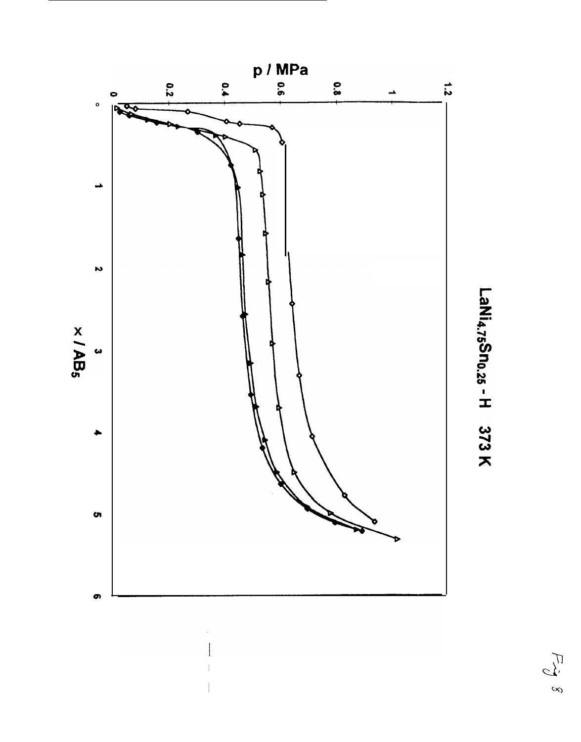$LaNi_{4.75}Sn_{0.25}$ - H 373 K

p / MPa

x / AB$_5$

Fig 8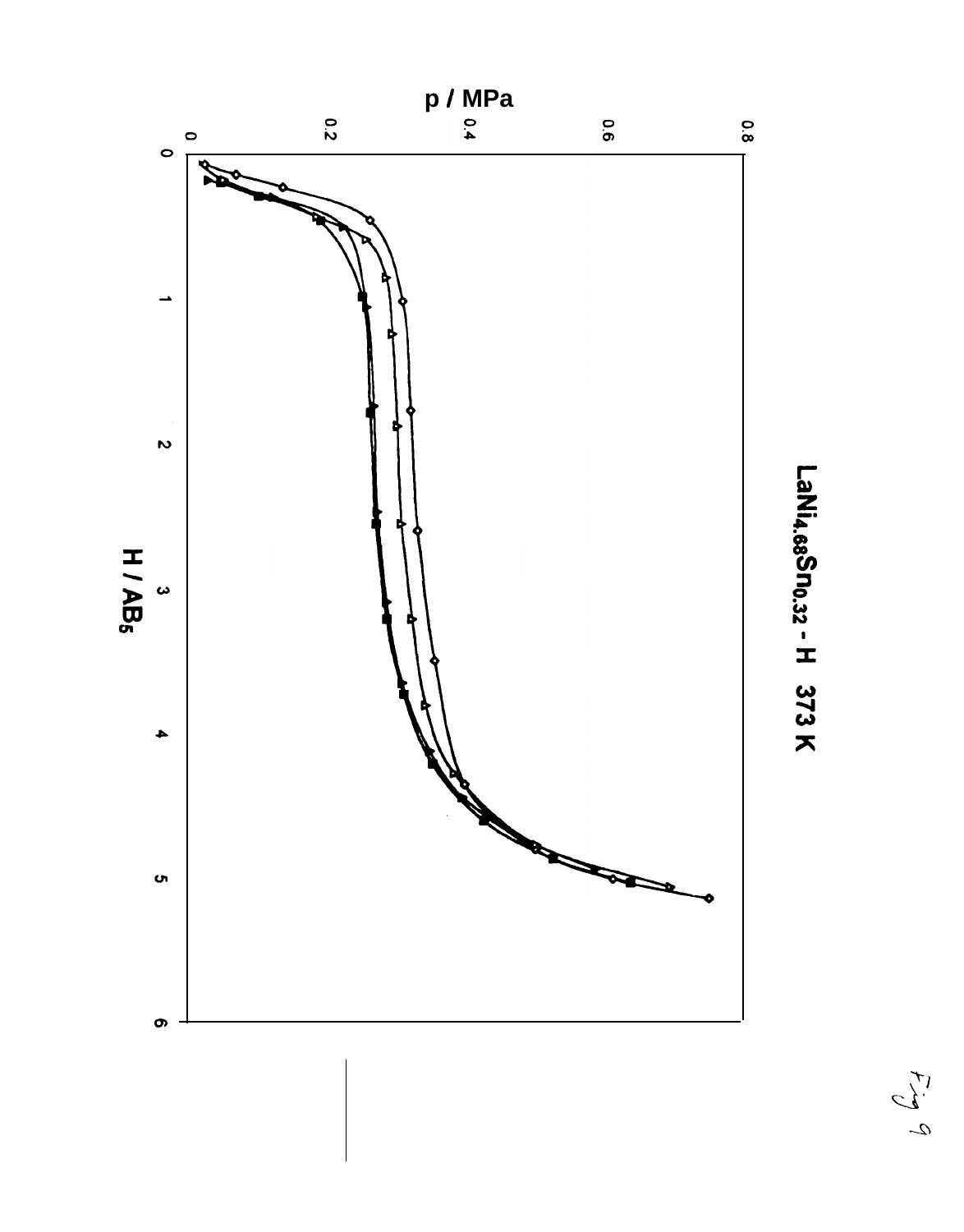$LaNi_{4.68}Sn_{0.32}$ - H 373 K

p / MPa

0 0.2 0.4 0.6 0.8

H / $AB_5$

0 1 2 3 4 5 6

Fig 9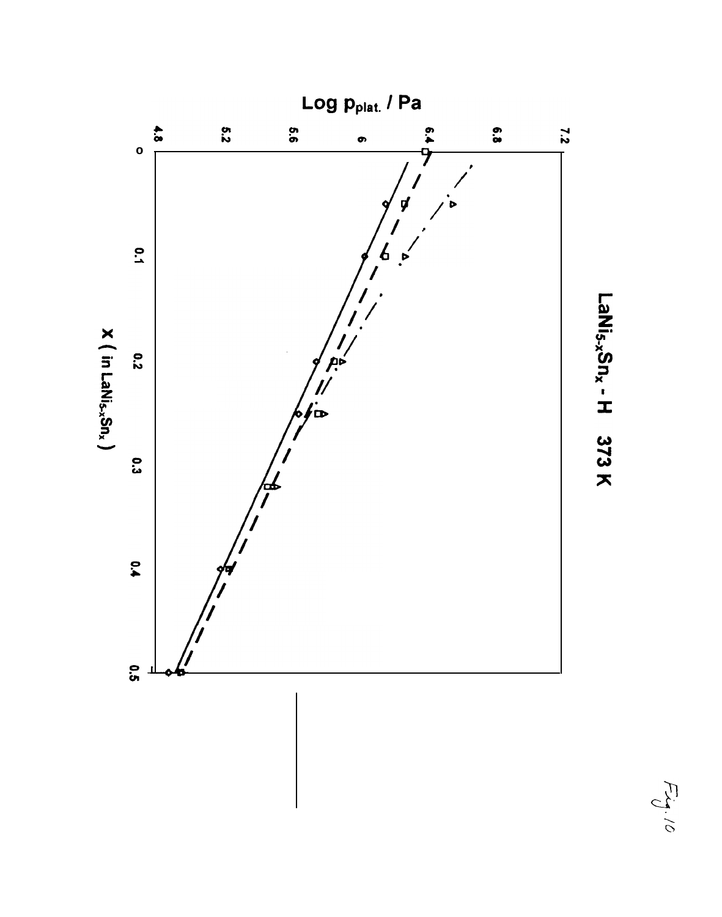$LaNi_{5-x}Sn_x$ - H 373 K

Log $p_{plat.}$ / Pa

7.2

6.8

6.4

6

5.6

5.2

4.8

0

0.1

0.2

0.3

0.4

0.5

x ( in $LaNi_{5-x}Sn_x$ )

Fig. 10